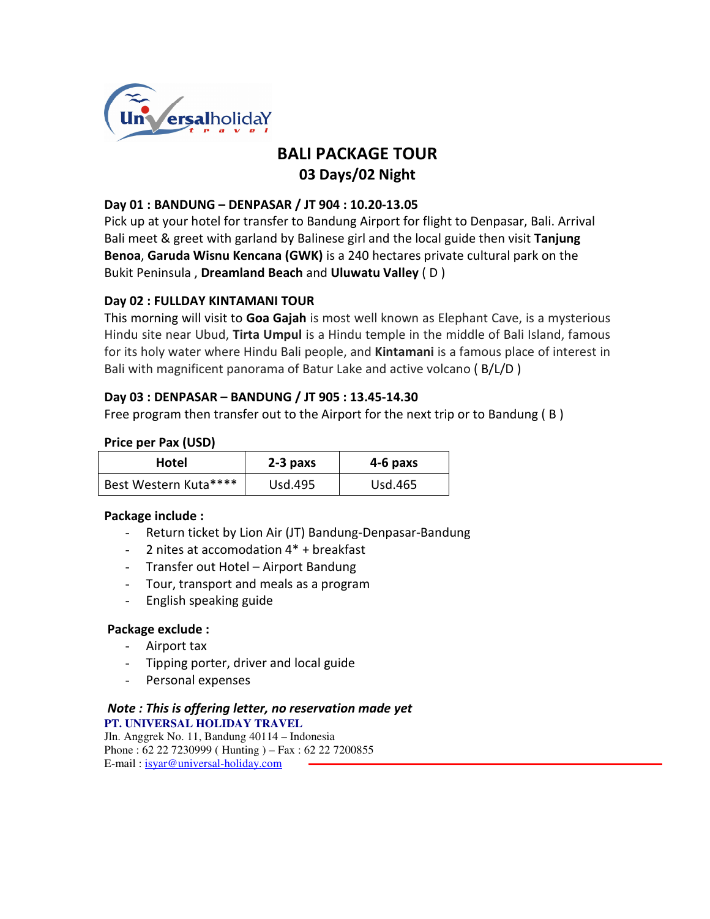# BALI PACKAGE TOUR

## 03 Days/02 Night

**Day 01 : BANDUNG – DENPASAR / JT 904 : 10.20-13.05**

Pick up at your hotel for transfer to Bandung Airport for flight to Denpasar, Bali. Arrival Bali meet & greet with garland by Balinese girl and the local guide then visit **Tanjung Benoa**, **Garuda Wisnu Kencana (GWK)** is a 240 hectares private cultural park on the Bukit Peninsula , **Dreamland Beach** and **Uluwatu Valley** ( D )

**Day 02 : FULLDAY KINTAMANI TOUR**

This morning will visit to **Goa Gajah** is most well known as Elephant Cave, is a mysterious Hindu site near Ubud, **Tirta Umpul** is a Hindu temple in the middle of Bali Island, famous for its holy water where Hindu Bali people, and **Kintamani** is a famous place of interest in Bali with magnificent panorama of Batur Lake and active volcano ( B/L/D )

**Day 03 : DENPASAR – BANDUNG / JT 905 : 13.45-14.30**

Free program then transfer out to the Airport for the next trip or to Bandung ( B )

**Price per Pax (USD)**

| Hotel | 2-3 paxs | 4-6 paxs |
|---|---|---|
| Best Western Kuta**** | Usd.495 | Usd.465 |

**Package include :**

- Return ticket by Lion Air (JT) Bandung-Denpasar-Bandung
- 2 nites at accomodation 4* + breakfast
- Transfer out Hotel – Airport Bandung
- Tour, transport and meals as a program
- English speaking guide

**Package exclude :**

- Airport tax
- Tipping porter, driver and local guide
- Personal expenses

***Note : This is offering letter, no reservation made yet***

**PT. UNIVERSAL HOLIDAY TRAVEL**
Jln. Anggrek No. 11, Bandung 40114 – Indonesia
Phone : 62 22 7230999 ( Hunting ) – Fax : 62 22 7200855
E-mail : isyar@universal-holiday.com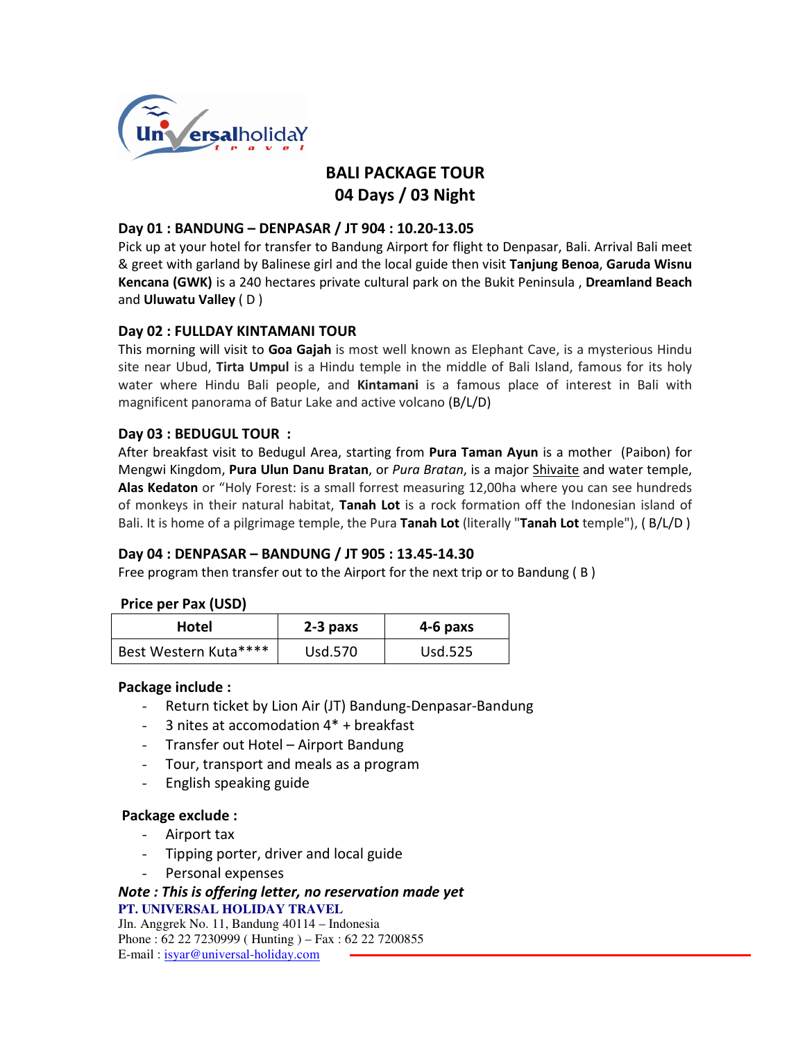# BALI PACKAGE TOUR
## 04 Days / 03 Night

### Day 01 : BANDUNG – DENPASAR / JT 904 : 10.20-13.05

Pick up at your hotel for transfer to Bandung Airport for flight to Denpasar, Bali. Arrival Bali meet & greet with garland by Balinese girl and the local guide then visit **Tanjung Benoa**, **Garuda Wisnu Kencana (GWK)** is a 240 hectares private cultural park on the Bukit Peninsula , **Dreamland Beach** and **Uluwatu Valley** ( D )

### Day 02 : FULLDAY KINTAMANI TOUR

This morning will visit to **Goa Gajah** is most well known as Elephant Cave, is a mysterious Hindu site near Ubud, **Tirta Umpul** is a Hindu temple in the middle of Bali Island, famous for its holy water where Hindu Bali people, and **Kintamani** is a famous place of interest in Bali with magnificent panorama of Batur Lake and active volcano (B/L/D)

### Day 03 : BEDUGUL TOUR :

After breakfast visit to Bedugul Area, starting from **Pura Taman Ayun** is a mother (Paibon) for Mengwi Kingdom, **Pura Ulun Danu Bratan**, or *Pura Bratan*, is a major Shivaite and water temple, **Alas Kedaton** or "Holy Forest: is a small forrest measuring 12,00ha where you can see hundreds of monkeys in their natural habitat, **Tanah Lot** is a rock formation off the Indonesian island of Bali. It is home of a pilgrimage temple, the Pura **Tanah Lot** (literally "**Tanah Lot** temple"), ( B/L/D )

### Day 04 : DENPASAR – BANDUNG / JT 905 : 13.45-14.30

Free program then transfer out to the Airport for the next trip or to Bandung ( B )

**Price per Pax (USD)**

| Hotel | 2-3 paxs | 4-6 paxs |
|---|---|---|
| Best Western Kuta**** | Usd.570 | Usd.525 |

**Package include :**

- Return ticket by Lion Air (JT) Bandung-Denpasar-Bandung
- 3 nites at accomodation 4* + breakfast
- Transfer out Hotel – Airport Bandung
- Tour, transport and meals as a program
- English speaking guide

**Package exclude :**

- Airport tax
- Tipping porter, driver and local guide
- Personal expenses

***Note : This is offering letter, no reservation made yet***

**PT. UNIVERSAL HOLIDAY TRAVEL**
Jln. Anggrek No. 11, Bandung 40114 – Indonesia
Phone : 62 22 7230999 ( Hunting ) – Fax : 62 22 7200855
E-mail : isyar@universal-holiday.com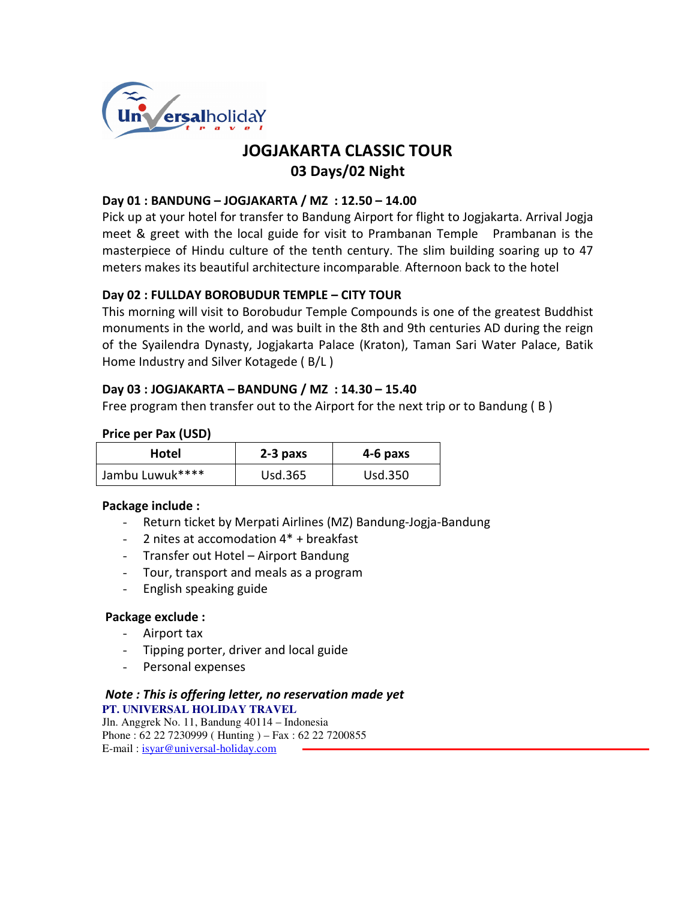# JOGJAKARTA CLASSIC TOUR

## 03 Days/02 Night

**Day 01 : BANDUNG – JOGJAKARTA / MZ : 12.50 – 14.00**

Pick up at your hotel for transfer to Bandung Airport for flight to Jogjakarta. Arrival Jogja meet & greet with the local guide for visit to Prambanan Temple Prambanan is the masterpiece of Hindu culture of the tenth century. The slim building soaring up to 47 meters makes its beautiful architecture incomparable. Afternoon back to the hotel

**Day 02 : FULLDAY BOROBUDUR TEMPLE – CITY TOUR**

This morning will visit to Borobudur Temple Compounds is one of the greatest Buddhist monuments in the world, and was built in the 8th and 9th centuries AD during the reign of the Syailendra Dynasty, Jogjakarta Palace (Kraton), Taman Sari Water Palace, Batik Home Industry and Silver Kotagede ( B/L )

**Day 03 : JOGJAKARTA – BANDUNG / MZ : 14.30 – 15.40**

Free program then transfer out to the Airport for the next trip or to Bandung ( B )

**Price per Pax (USD)**

| Hotel | 2-3 paxs | 4-6 paxs |
|---|---|---|
| Jambu Luwuk**** | Usd.365 | Usd.350 |

**Package include :**

- Return ticket by Merpati Airlines (MZ) Bandung-Jogja-Bandung
- 2 nites at accomodation 4* + breakfast
- Transfer out Hotel – Airport Bandung
- Tour, transport and meals as a program
- English speaking guide

**Package exclude :**

- Airport tax
- Tipping porter, driver and local guide
- Personal expenses

***Note : This is offering letter, no reservation made yet***

**PT. UNIVERSAL HOLIDAY TRAVEL**
Jln. Anggrek No. 11, Bandung 40114 – Indonesia
Phone : 62 22 7230999 ( Hunting ) – Fax : 62 22 7200855
E-mail : isyar@universal-holiday.com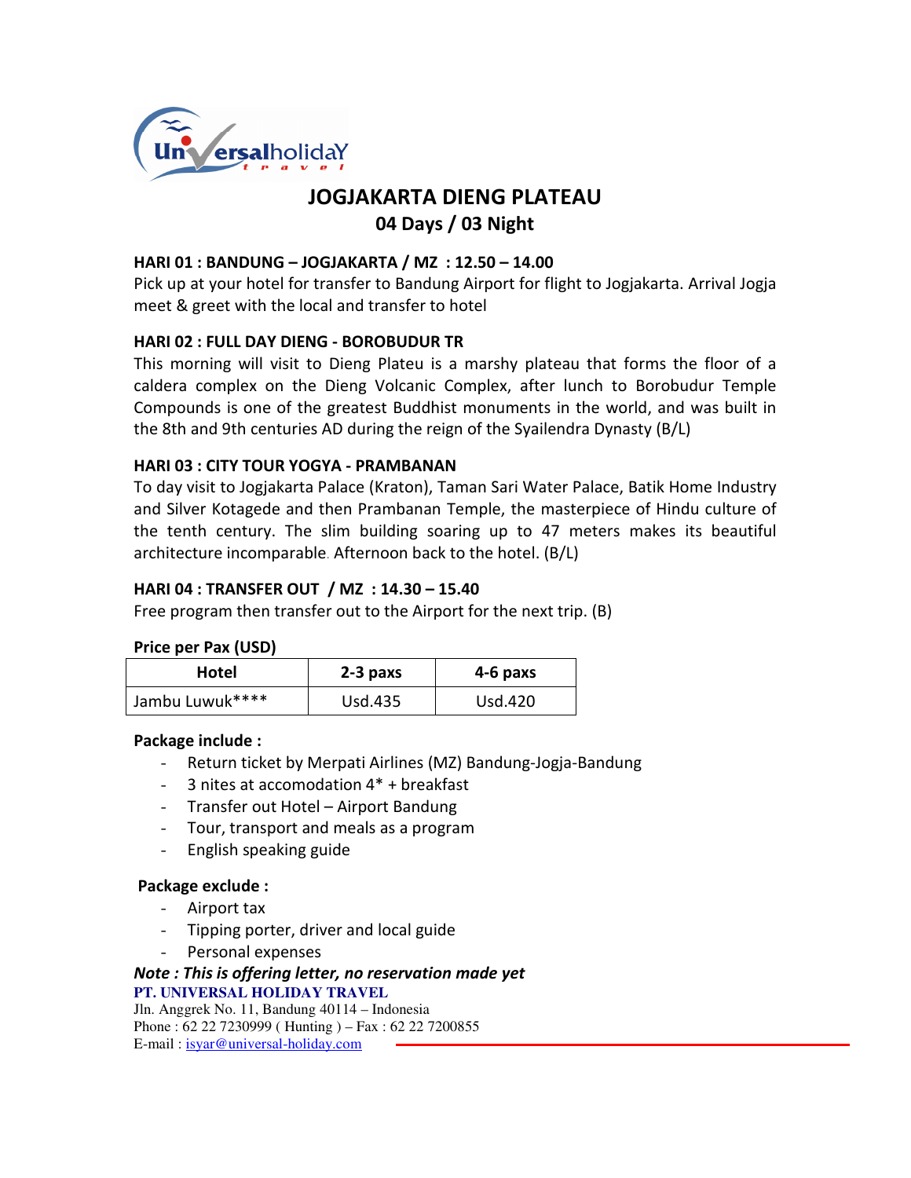# JOGJAKARTA DIENG PLATEAU

## 04 Days / 03 Night

**HARI 01 : BANDUNG – JOGJAKARTA / MZ : 12.50 – 14.00**

Pick up at your hotel for transfer to Bandung Airport for flight to Jogjakarta. Arrival Jogja meet & greet with the local and transfer to hotel

**HARI 02 : FULL DAY DIENG - BOROBUDUR TR**

This morning will visit to Dieng Plateu is a marshy plateau that forms the floor of a caldera complex on the Dieng Volcanic Complex, after lunch to Borobudur Temple Compounds is one of the greatest Buddhist monuments in the world, and was built in the 8th and 9th centuries AD during the reign of the Syailendra Dynasty (B/L)

**HARI 03 : CITY TOUR YOGYA - PRAMBANAN**

To day visit to Jogjakarta Palace (Kraton), Taman Sari Water Palace, Batik Home Industry and Silver Kotagede and then Prambanan Temple, the masterpiece of Hindu culture of the tenth century. The slim building soaring up to 47 meters makes its beautiful architecture incomparable. Afternoon back to the hotel. (B/L)

**HARI 04 : TRANSFER OUT / MZ : 14.30 – 15.40**

Free program then transfer out to the Airport for the next trip. (B)

**Price per Pax (USD)**

| Hotel | 2-3 paxs | 4-6 paxs |
|---|---|---|
| Jambu Luwuk**** | Usd.435 | Usd.420 |

**Package include :**

- Return ticket by Merpati Airlines (MZ) Bandung-Jogja-Bandung
- 3 nites at accomodation 4* + breakfast
- Transfer out Hotel – Airport Bandung
- Tour, transport and meals as a program
- English speaking guide

**Package exclude :**

- Airport tax
- Tipping porter, driver and local guide
- Personal expenses

***Note : This is offering letter, no reservation made yet***

**PT. UNIVERSAL HOLIDAY TRAVEL**
Jln. Anggrek No. 11, Bandung 40114 – Indonesia
Phone : 62 22 7230999 ( Hunting ) – Fax : 62 22 7200855
E-mail : isyar@universal-holiday.com